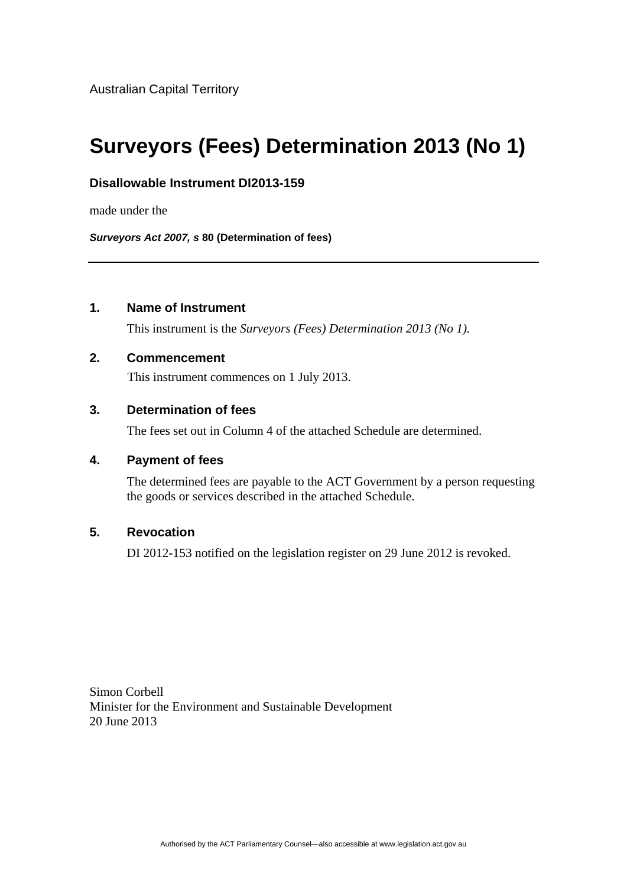Australian Capital Territory

# Surveyors (Fees) Determination 2013 (No 1)

**Disallowable Instrument DI2013-159**

made under the

***Surveyors Act 2007, s*** **80 (Determination of fees)**

---

## 1. Name of Instrument

This instrument is the *Surveyors (Fees) Determination 2013 (No 1).*

## 2. Commencement

This instrument commences on 1 July 2013.

## 3. Determination of fees

The fees set out in Column 4 of the attached Schedule are determined.

## 4. Payment of fees

The determined fees are payable to the ACT Government by a person requesting the goods or services described in the attached Schedule.

## 5. Revocation

DI 2012-153 notified on the legislation register on 29 June 2012 is revoked.

Simon Corbell
Minister for the Environment and Sustainable Development
20 June 2013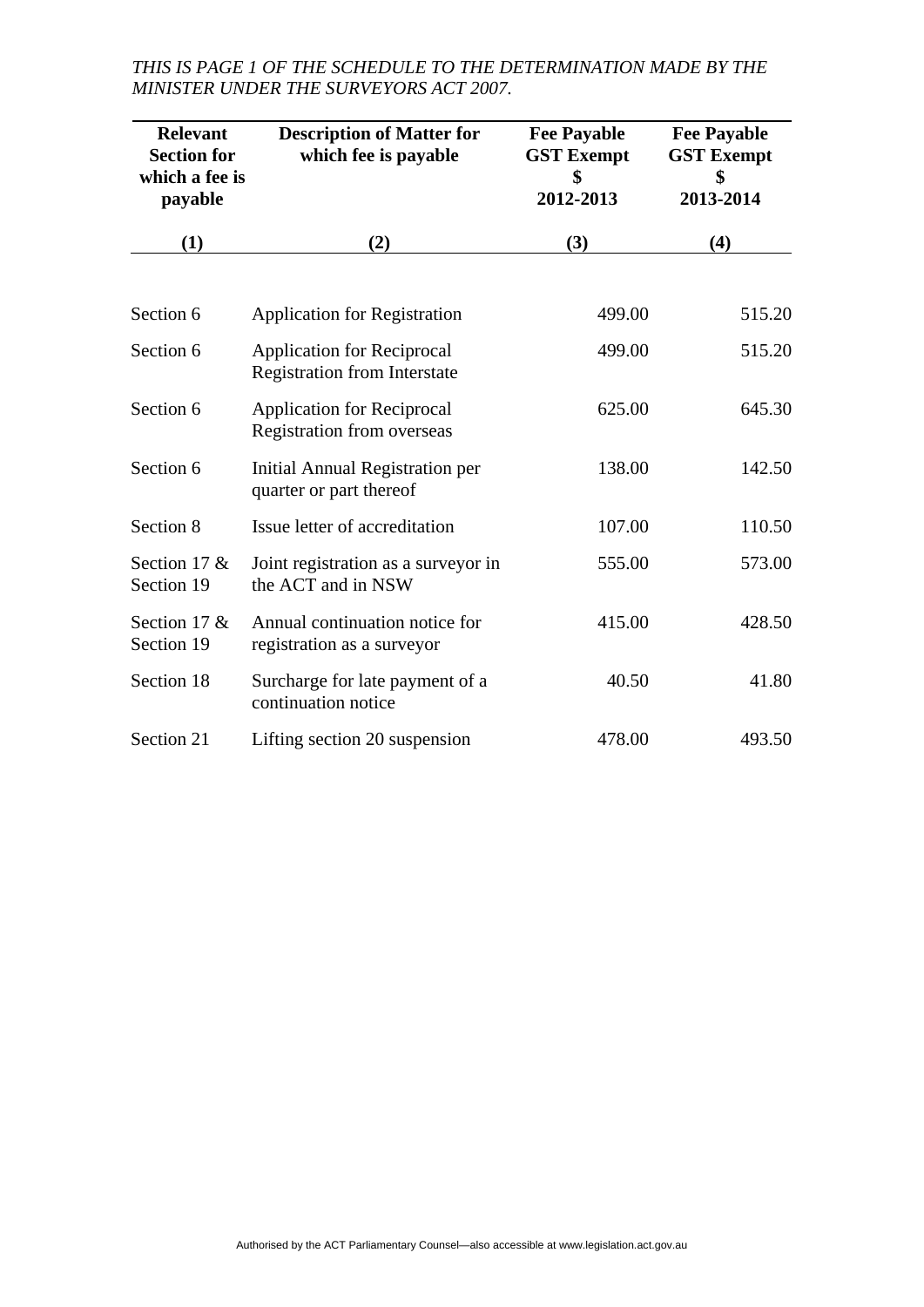*THIS IS PAGE 1 OF THE SCHEDULE TO THE DETERMINATION MADE BY THE MINISTER UNDER THE SURVEYORS ACT 2007.*

| Relevant Section for which a fee is payable | Description of Matter for which fee is payable | Fee Payable GST Exempt $ 2012-2013 | Fee Payable GST Exempt $ 2013-2014 |
|---|---|---|---|
| (1) | (2) | (3) | (4) |
| Section 6 | Application for Registration | 499.00 | 515.20 |
| Section 6 | Application for Reciprocal Registration from Interstate | 499.00 | 515.20 |
| Section 6 | Application for Reciprocal Registration from overseas | 625.00 | 645.30 |
| Section 6 | Initial Annual Registration per quarter or part thereof | 138.00 | 142.50 |
| Section 8 | Issue letter of accreditation | 107.00 | 110.50 |
| Section 17 & Section 19 | Joint registration as a surveyor in the ACT and in NSW | 555.00 | 573.00 |
| Section 17 & Section 19 | Annual continuation notice for registration as a surveyor | 415.00 | 428.50 |
| Section 18 | Surcharge for late payment of a continuation notice | 40.50 | 41.80 |
| Section 21 | Lifting section 20 suspension | 478.00 | 493.50 |